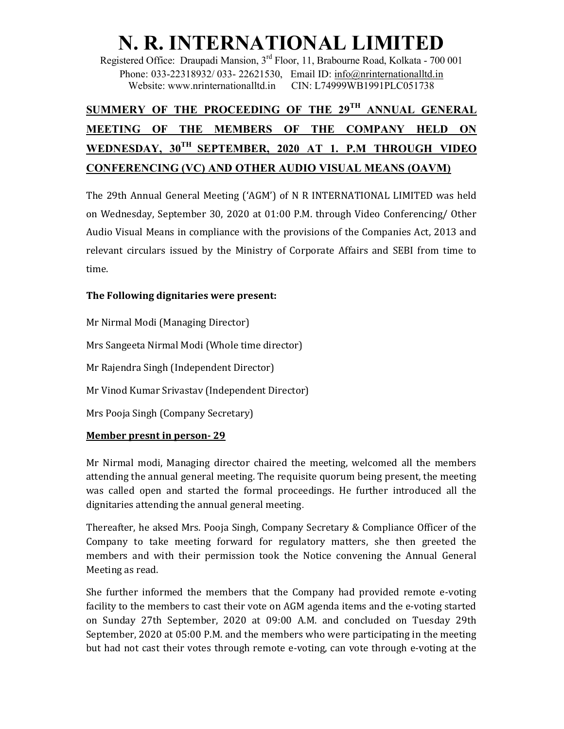# N. R. INTERNATIONAL LIMITED

Registered Office: Draupadi Mansion, 3rd Floor, 11, Brabourne Road, Kolkata - 700 001
Phone: 033-22318932/ 033- 22621530, Email ID: info@nrinternationalltd.in
Website: www.nrinternationalltd.in CIN: L74999WB1991PLC051738

## SUMMERY OF THE PROCEEDING OF THE 29TH ANNUAL GENERAL MEETING OF THE MEMBERS OF THE COMPANY HELD ON WEDNESDAY, 30TH SEPTEMBER, 2020 AT 1. P.M THROUGH VIDEO CONFERENCING (VC) AND OTHER AUDIO VISUAL MEANS (OAVM)

The 29th Annual General Meeting ('AGM') of N R INTERNATIONAL LIMITED was held on Wednesday, September 30, 2020 at 01:00 P.M. through Video Conferencing/ Other Audio Visual Means in compliance with the provisions of the Companies Act, 2013 and relevant circulars issued by the Ministry of Corporate Affairs and SEBI from time to time.

**The Following dignitaries were present:**

Mr Nirmal Modi (Managing Director)

Mrs Sangeeta Nirmal Modi (Whole time director)

Mr Rajendra Singh (Independent Director)

Mr Vinod Kumar Srivastav (Independent Director)

Mrs Pooja Singh (Company Secretary)

**Member presnt in person- 29**

Mr Nirmal modi, Managing director chaired the meeting, welcomed all the members attending the annual general meeting. The requisite quorum being present, the meeting was called open and started the formal proceedings. He further introduced all the dignitaries attending the annual general meeting.

Thereafter, he aksed Mrs. Pooja Singh, Company Secretary & Compliance Officer of the Company to take meeting forward for regulatory matters, she then greeted the members and with their permission took the Notice convening the Annual General Meeting as read.

She further informed the members that the Company had provided remote e-voting facility to the members to cast their vote on AGM agenda items and the e-voting started on Sunday 27th September, 2020 at 09:00 A.M. and concluded on Tuesday 29th September, 2020 at 05:00 P.M. and the members who were participating in the meeting but had not cast their votes through remote e-voting, can vote through e-voting at the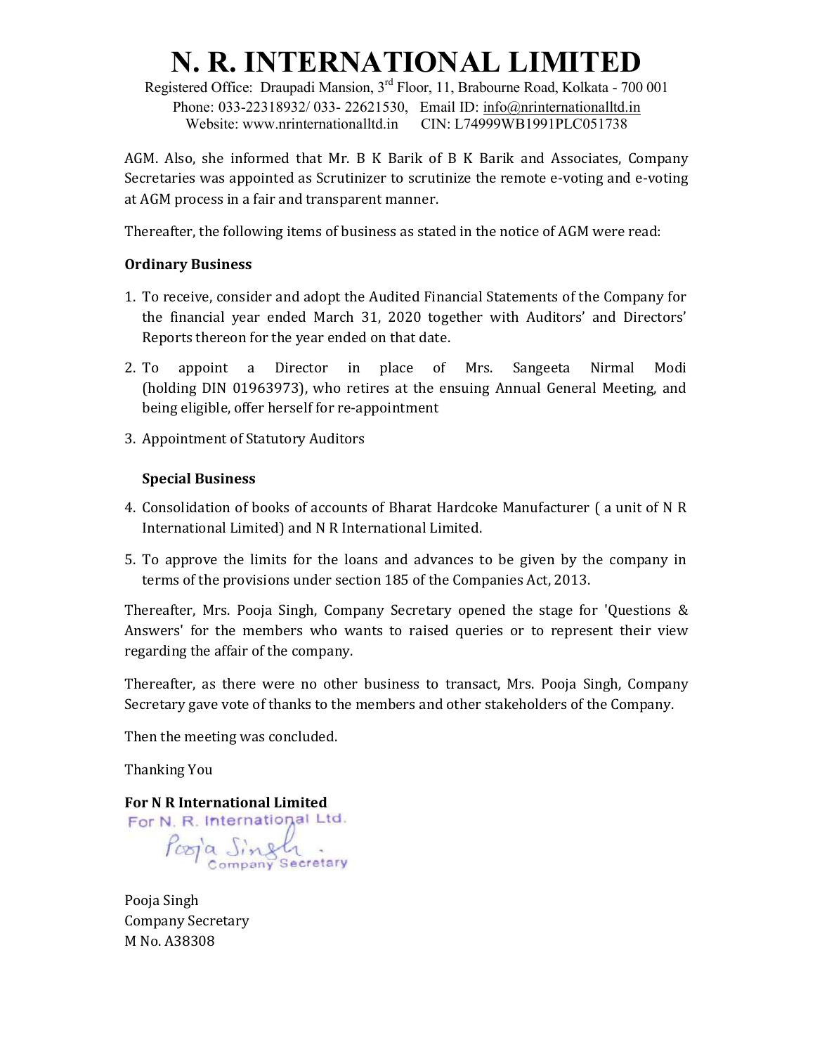AGM. Also, she informed that Mr. B K Barik of B K Barik and Associates, Company Secretaries was appointed as Scrutinizer to scrutinize the remote e-voting and e-voting at AGM process in a fair and transparent manner.

Thereafter, the following items of business as stated in the notice of AGM were read:

**Ordinary Business**

1. To receive, consider and adopt the Audited Financial Statements of the Company for the financial year ended March 31, 2020 together with Auditors' and Directors' Reports thereon for the year ended on that date.
2. To appoint a Director in place of Mrs. Sangeeta Nirmal Modi (holding DIN 01963973), who retires at the ensuing Annual General Meeting, and being eligible, offer herself for re-appointment
3. Appointment of Statutory Auditors

**Special Business**

4. Consolidation of books of accounts of Bharat Hardcoke Manufacturer ( a unit of N R International Limited) and N R International Limited.
5. To approve the limits for the loans and advances to be given by the company in terms of the provisions under section 185 of the Companies Act, 2013.

Thereafter, Mrs. Pooja Singh, Company Secretary opened the stage for 'Questions & Answers' for the members who wants to raised queries or to represent their view regarding the affair of the company.

Thereafter, as there were no other business to transact, Mrs. Pooja Singh, Company Secretary gave vote of thanks to the members and other stakeholders of the Company.

Then the meeting was concluded.

Thanking You

**For N R International Limited**

For N. R. International Ltd.
Company Secretary

Pooja Singh
Company Secretary
M No. A38308